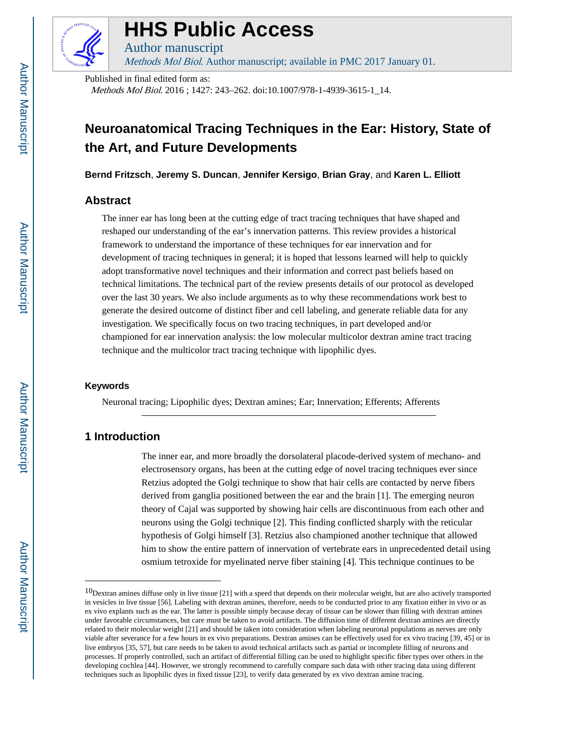# HHS Public Access

Author manuscript

*Methods Mol Biol*. Author manuscript; available in PMC 2017 January 01.

Published in final edited form as:

*Methods Mol Biol*. 2016 ; 1427: 243–262. doi:10.1007/978-1-4939-3615-1_14.

# Neuroanatomical Tracing Techniques in the Ear: History, State of the Art, and Future Developments

**Bernd Fritzsch**, **Jeremy S. Duncan**, **Jennifer Kersigo**, **Brian Gray**, and **Karen L. Elliott**

## Abstract

The inner ear has long been at the cutting edge of tract tracing techniques that have shaped and reshaped our understanding of the ear's innervation patterns. This review provides a historical framework to understand the importance of these techniques for ear innervation and for development of tracing techniques in general; it is hoped that lessons learned will help to quickly adopt transformative novel techniques and their information and correct past beliefs based on technical limitations. The technical part of the review presents details of our protocol as developed over the last 30 years. We also include arguments as to why these recommendations work best to generate the desired outcome of distinct fiber and cell labeling, and generate reliable data for any investigation. We specifically focus on two tracing techniques, in part developed and/or championed for ear innervation analysis: the low molecular multicolor dextran amine tract tracing technique and the multicolor tract tracing technique with lipophilic dyes.

### Keywords

Neuronal tracing; Lipophilic dyes; Dextran amines; Ear; Innervation; Efferents; Afferents

## 1 Introduction

The inner ear, and more broadly the dorsolateral placode-derived system of mechano- and electrosensory organs, has been at the cutting edge of novel tracing techniques ever since Retzius adopted the Golgi technique to show that hair cells are contacted by nerve fibers derived from ganglia positioned between the ear and the brain [1]. The emerging neuron theory of Cajal was supported by showing hair cells are discontinuous from each other and neurons using the Golgi technique [2]. This finding conflicted sharply with the reticular hypothesis of Golgi himself [3]. Retzius also championed another technique that allowed him to show the entire pattern of innervation of vertebrate ears in unprecedented detail using osmium tetroxide for myelinated nerve fiber staining [4]. This technique continues to be

[10]Dextran amines diffuse only in live tissue [21] with a speed that depends on their molecular weight, but are also actively transported in vesicles in live tissue [56]. Labeling with dextran amines, therefore, needs to be conducted prior to any fixation either in vivo or as ex vivo explants such as the ear. The latter is possible simply because decay of tissue can be slower than filling with dextran amines under favorable circumstances, but care must be taken to avoid artifacts. The diffusion time of different dextran amines are directly related to their molecular weight [21] and should be taken into consideration when labeling neuronal populations as nerves are only viable after severance for a few hours in ex vivo preparations. Dextran amines can be effectively used for ex vivo tracing [39, 45] or in live embryos [35, 57], but care needs to be taken to avoid technical artifacts such as partial or incomplete filling of neurons and processes. If properly controlled, such an artifact of differential filling can be used to highlight specific fiber types over others in the developing cochlea [44]. However, we strongly recommend to carefully compare such data with other tracing data using different techniques such as lipophilic dyes in fixed tissue [23], to verify data generated by ex vivo dextran amine tracing.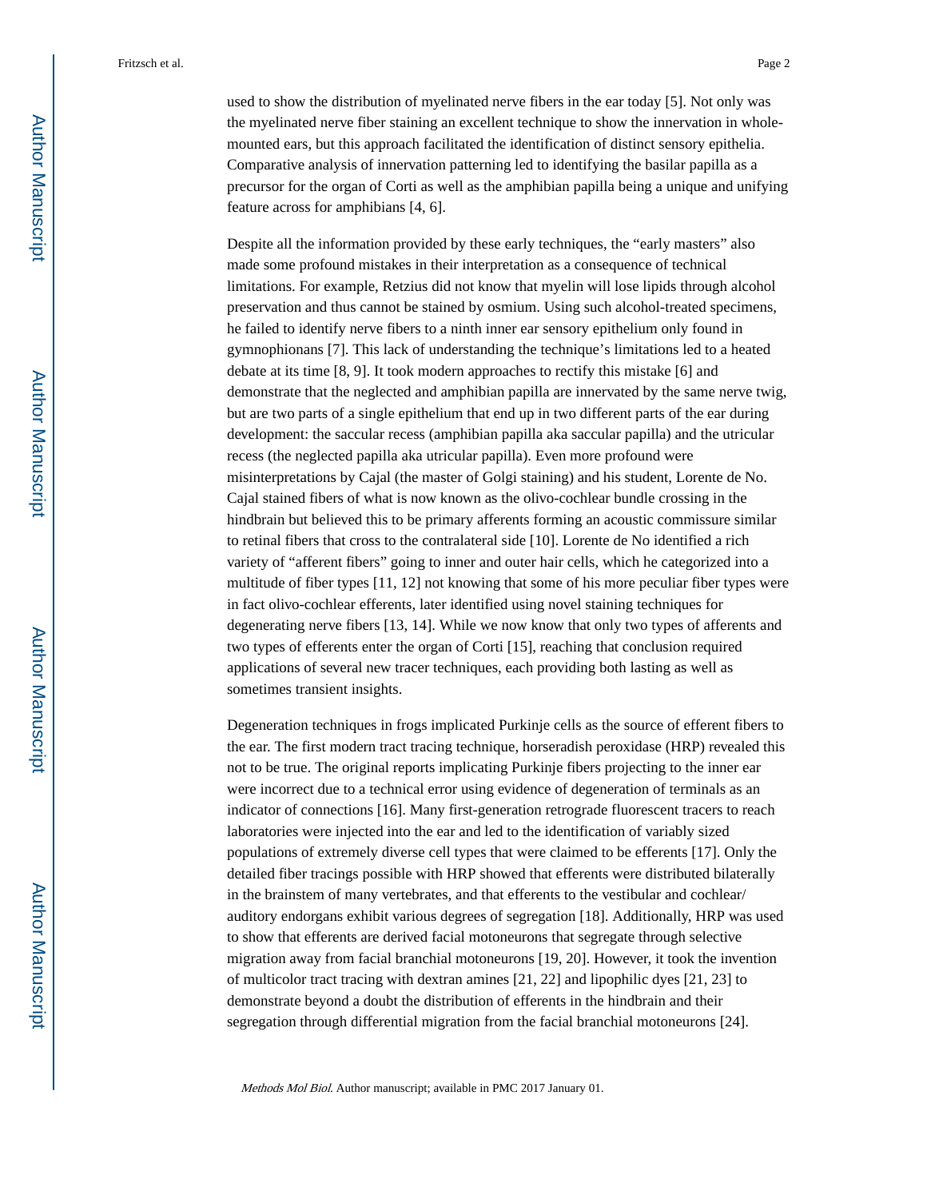used to show the distribution of myelinated nerve fibers in the ear today [5]. Not only was the myelinated nerve fiber staining an excellent technique to show the innervation in whole-mounted ears, but this approach facilitated the identification of distinct sensory epithelia. Comparative analysis of innervation patterning led to identifying the basilar papilla as a precursor for the organ of Corti as well as the amphibian papilla being a unique and unifying feature across for amphibians [4, 6].

Despite all the information provided by these early techniques, the "early masters" also made some profound mistakes in their interpretation as a consequence of technical limitations. For example, Retzius did not know that myelin will lose lipids through alcohol preservation and thus cannot be stained by osmium. Using such alcohol-treated specimens, he failed to identify nerve fibers to a ninth inner ear sensory epithelium only found in gymnophionans [7]. This lack of understanding the technique's limitations led to a heated debate at its time [8, 9]. It took modern approaches to rectify this mistake [6] and demonstrate that the neglected and amphibian papilla are innervated by the same nerve twig, but are two parts of a single epithelium that end up in two different parts of the ear during development: the saccular recess (amphibian papilla aka saccular papilla) and the utricular recess (the neglected papilla aka utricular papilla). Even more profound were misinterpretations by Cajal (the master of Golgi staining) and his student, Lorente de No. Cajal stained fibers of what is now known as the olivo-cochlear bundle crossing in the hindbrain but believed this to be primary afferents forming an acoustic commissure similar to retinal fibers that cross to the contralateral side [10]. Lorente de No identified a rich variety of "afferent fibers" going to inner and outer hair cells, which he categorized into a multitude of fiber types [11, 12] not knowing that some of his more peculiar fiber types were in fact olivo-cochlear efferents, later identified using novel staining techniques for degenerating nerve fibers [13, 14]. While we now know that only two types of afferents and two types of efferents enter the organ of Corti [15], reaching that conclusion required applications of several new tracer techniques, each providing both lasting as well as sometimes transient insights.

Degeneration techniques in frogs implicated Purkinje cells as the source of efferent fibers to the ear. The first modern tract tracing technique, horseradish peroxidase (HRP) revealed this not to be true. The original reports implicating Purkinje fibers projecting to the inner ear were incorrect due to a technical error using evidence of degeneration of terminals as an indicator of connections [16]. Many first-generation retrograde fluorescent tracers to reach laboratories were injected into the ear and led to the identification of variably sized populations of extremely diverse cell types that were claimed to be efferents [17]. Only the detailed fiber tracings possible with HRP showed that efferents were distributed bilaterally in the brainstem of many vertebrates, and that efferents to the vestibular and cochlear/auditory endorgans exhibit various degrees of segregation [18]. Additionally, HRP was used to show that efferents are derived facial motoneurons that segregate through selective migration away from facial branchial motoneurons [19, 20]. However, it took the invention of multicolor tract tracing with dextran amines [21, 22] and lipophilic dyes [21, 23] to demonstrate beyond a doubt the distribution of efferents in the hindbrain and their segregation through differential migration from the facial branchial motoneurons [24].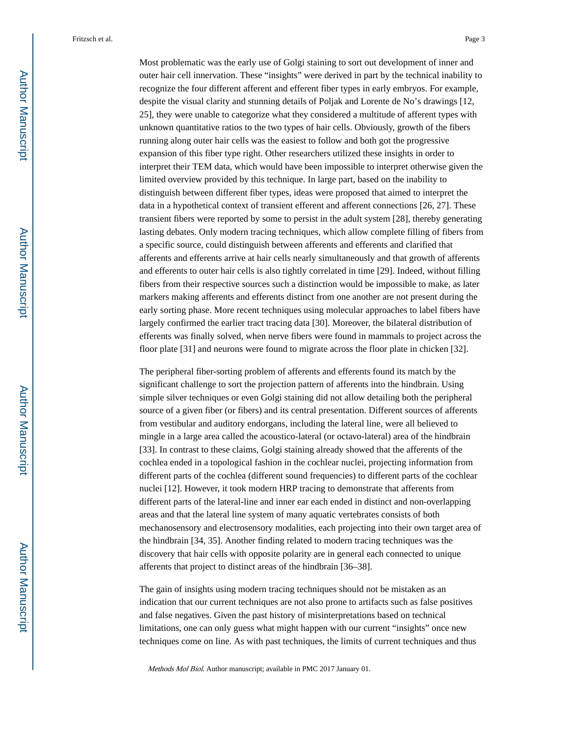Most problematic was the early use of Golgi staining to sort out development of inner and outer hair cell innervation. These "insights" were derived in part by the technical inability to recognize the four different afferent and efferent fiber types in early embryos. For example, despite the visual clarity and stunning details of Poljak and Lorente de No's drawings [12, 25], they were unable to categorize what they considered a multitude of afferent types with unknown quantitative ratios to the two types of hair cells. Obviously, growth of the fibers running along outer hair cells was the easiest to follow and both got the progressive expansion of this fiber type right. Other researchers utilized these insights in order to interpret their TEM data, which would have been impossible to interpret otherwise given the limited overview provided by this technique. In large part, based on the inability to distinguish between different fiber types, ideas were proposed that aimed to interpret the data in a hypothetical context of transient efferent and afferent connections [26, 27]. These transient fibers were reported by some to persist in the adult system [28], thereby generating lasting debates. Only modern tracing techniques, which allow complete filling of fibers from a specific source, could distinguish between afferents and efferents and clarified that afferents and efferents arrive at hair cells nearly simultaneously and that growth of afferents and efferents to outer hair cells is also tightly correlated in time [29]. Indeed, without filling fibers from their respective sources such a distinction would be impossible to make, as later markers making afferents and efferents distinct from one another are not present during the early sorting phase. More recent techniques using molecular approaches to label fibers have largely confirmed the earlier tract tracing data [30]. Moreover, the bilateral distribution of efferents was finally solved, when nerve fibers were found in mammals to project across the floor plate [31] and neurons were found to migrate across the floor plate in chicken [32].

The peripheral fiber-sorting problem of afferents and efferents found its match by the significant challenge to sort the projection pattern of afferents into the hindbrain. Using simple silver techniques or even Golgi staining did not allow detailing both the peripheral source of a given fiber (or fibers) and its central presentation. Different sources of afferents from vestibular and auditory endorgans, including the lateral line, were all believed to mingle in a large area called the acoustico-lateral (or octavo-lateral) area of the hindbrain [33]. In contrast to these claims, Golgi staining already showed that the afferents of the cochlea ended in a topological fashion in the cochlear nuclei, projecting information from different parts of the cochlea (different sound frequencies) to different parts of the cochlear nuclei [12]. However, it took modern HRP tracing to demonstrate that afferents from different parts of the lateral-line and inner ear each ended in distinct and non-overlapping areas and that the lateral line system of many aquatic vertebrates consists of both mechanosensory and electrosensory modalities, each projecting into their own target area of the hindbrain [34, 35]. Another finding related to modern tracing techniques was the discovery that hair cells with opposite polarity are in general each connected to unique afferents that project to distinct areas of the hindbrain [36–38].

The gain of insights using modern tracing techniques should not be mistaken as an indication that our current techniques are not also prone to artifacts such as false positives and false negatives. Given the past history of misinterpretations based on technical limitations, one can only guess what might happen with our current "insights" once new techniques come on line. As with past techniques, the limits of current techniques and thus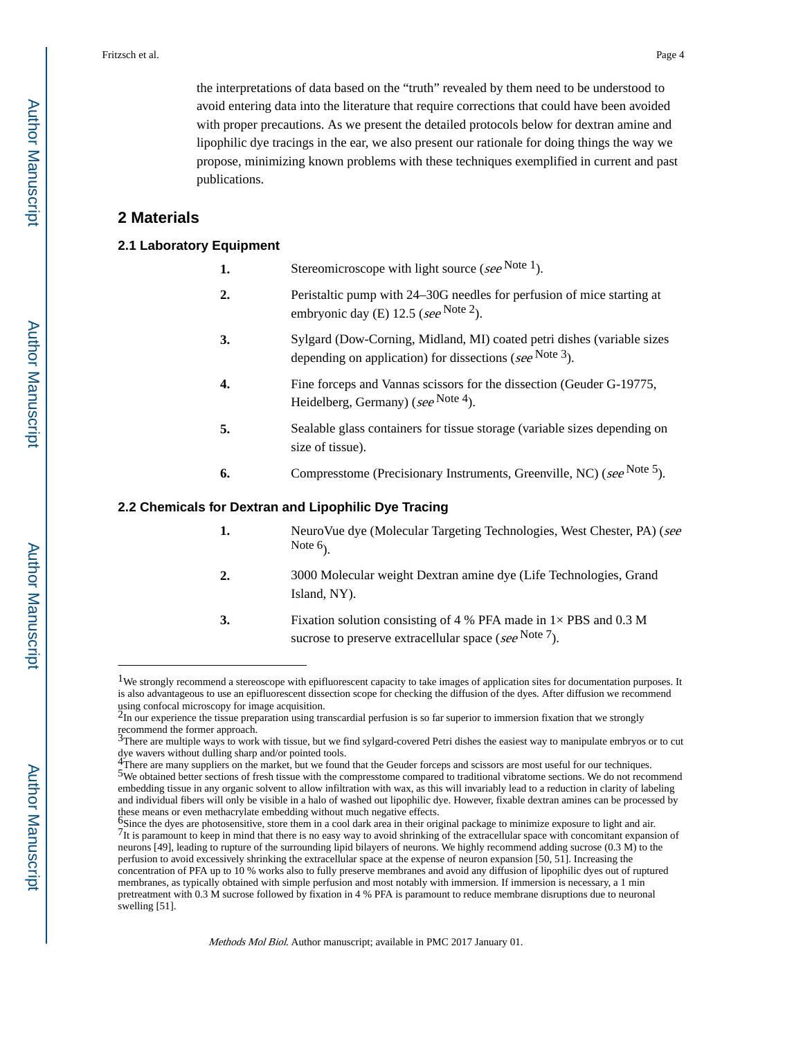the interpretations of data based on the "truth" revealed by them need to be understood to avoid entering data into the literature that require corrections that could have been avoided with proper precautions. As we present the detailed protocols below for dextran amine and lipophilic dye tracings in the ear, we also present our rationale for doing things the way we propose, minimizing known problems with these techniques exemplified in current and past publications.

## 2 Materials

### 2.1 Laboratory Equipment

1. Stereomicroscope with light source (*see* Note 1).
2. Peristaltic pump with 24–30G needles for perfusion of mice starting at embryonic day (E) 12.5 (*see* Note 2).
3. Sylgard (Dow-Corning, Midland, MI) coated petri dishes (variable sizes depending on application) for dissections (*see* Note 3).
4. Fine forceps and Vannas scissors for the dissection (Geuder G-19775, Heidelberg, Germany) (*see* Note 4).
5. Sealable glass containers for tissue storage (variable sizes depending on size of tissue).
6. Compresstome (Precisionary Instruments, Greenville, NC) (*see* Note 5).

### 2.2 Chemicals for Dextran and Lipophilic Dye Tracing

1. NeuroVue dye (Molecular Targeting Technologies, West Chester, PA) (*see* Note 6).
2. 3000 Molecular weight Dextran amine dye (Life Technologies, Grand Island, NY).
3. Fixation solution consisting of 4 % PFA made in 1× PBS and 0.3 M sucrose to preserve extracellular space (*see* Note 7).

---

[1] We strongly recommend a stereoscope with epifluorescent capacity to take images of application sites for documentation purposes. It is also advantageous to use an epifluorescent dissection scope for checking the diffusion of the dyes. After diffusion we recommend using confocal microscopy for image acquisition.

[2] In our experience the tissue preparation using transcardial perfusion is so far superior to immersion fixation that we strongly recommend the former approach.

[3] There are multiple ways to work with tissue, but we find sylgard-covered Petri dishes the easiest way to manipulate embryos or to cut dye wavers without dulling sharp and/or pointed tools.

[4] There are many suppliers on the market, but we found that the Geuder forceps and scissors are most useful for our techniques.

[5] We obtained better sections of fresh tissue with the compresstome compared to traditional vibratome sections. We do not recommend embedding tissue in any organic solvent to allow infiltration with wax, as this will invariably lead to a reduction in clarity of labeling and individual fibers will only be visible in a halo of washed out lipophilic dye. However, fixable dextran amines can be processed by these means or even methacrylate embedding without much negative effects.

[6] Since the dyes are photosensitive, store them in a cool dark area in their original package to minimize exposure to light and air.

[7] It is paramount to keep in mind that there is no easy way to avoid shrinking of the extracellular space with concomitant expansion of neurons [49], leading to rupture of the surrounding lipid bilayers of neurons. We highly recommend adding sucrose (0.3 M) to the perfusion to avoid excessively shrinking the extracellular space at the expense of neuron expansion [50, 51]. Increasing the concentration of PFA up to 10 % works also to fully preserve membranes and avoid any diffusion of lipophilic dyes out of ruptured membranes, as typically obtained with simple perfusion and most notably with immersion. If immersion is necessary, a 1 min pretreatment with 0.3 M sucrose followed by fixation in 4 % PFA is paramount to reduce membrane disruptions due to neuronal swelling [51].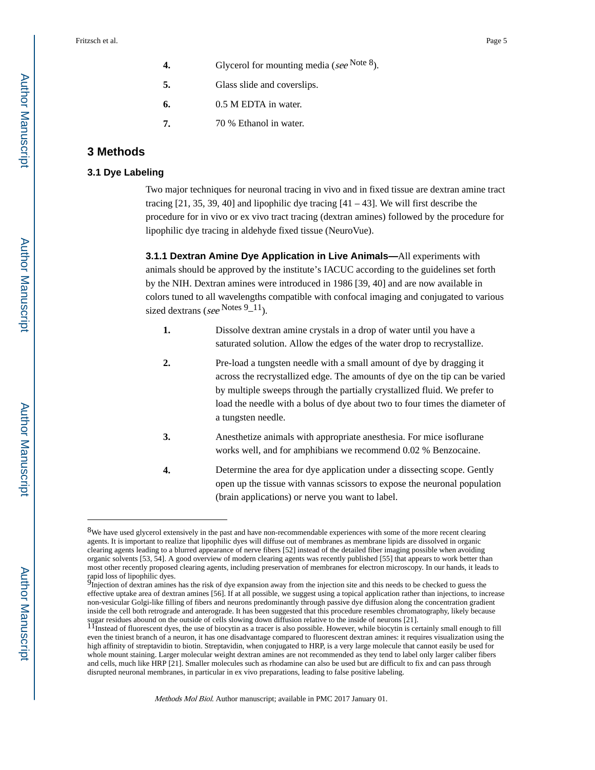4. Glycerol for mounting media (*see* Note 8).

5. Glass slide and coverslips.

6. 0.5 M EDTA in water.

7. 70 % Ethanol in water.

## 3 Methods

### 3.1 Dye Labeling

Two major techniques for neuronal tracing in vivo and in fixed tissue are dextran amine tract tracing [21, 35, 39, 40] and lipophilic dye tracing [41 – 43]. We will first describe the procedure for in vivo or ex vivo tract tracing (dextran amines) followed by the procedure for lipophilic dye tracing in aldehyde fixed tissue (NeuroVue).

**3.1.1 Dextran Amine Dye Application in Live Animals—**All experiments with animals should be approved by the institute's IACUC according to the guidelines set forth by the NIH. Dextran amines were introduced in 1986 [39, 40] and are now available in colors tuned to all wavelengths compatible with confocal imaging and conjugated to various sized dextrans (*see* Notes 9_11).

1. Dissolve dextran amine crystals in a drop of water until you have a saturated solution. Allow the edges of the water drop to recrystallize.

2. Pre-load a tungsten needle with a small amount of dye by dragging it across the recrystallized edge. The amounts of dye on the tip can be varied by multiple sweeps through the partially crystallized fluid. We prefer to load the needle with a bolus of dye about two to four times the diameter of a tungsten needle.

3. Anesthetize animals with appropriate anesthesia. For mice isoflurane works well, and for amphibians we recommend 0.02 % Benzocaine.

4. Determine the area for dye application under a dissecting scope. Gently open up the tissue with vannas scissors to expose the neuronal population (brain applications) or nerve you want to label.

---

[8] We have used glycerol extensively in the past and have non-recommendable experiences with some of the more recent clearing agents. It is important to realize that lipophilic dyes will diffuse out of membranes as membrane lipids are dissolved in organic clearing agents leading to a blurred appearance of nerve fibers [52] instead of the detailed fiber imaging possible when avoiding organic solvents [53, 54]. A good overview of modern clearing agents was recently published [55] that appears to work better than most other recently proposed clearing agents, including preservation of membranes for electron microscopy. In our hands, it leads to rapid loss of lipophilic dyes.

[9] Injection of dextran amines has the risk of dye expansion away from the injection site and this needs to be checked to guess the effective uptake area of dextran amines [56]. If at all possible, we suggest using a topical application rather than injections, to increase non-vesicular Golgi-like filling of fibers and neurons predominantly through passive dye diffusion along the concentration gradient inside the cell both retrograde and anterograde. It has been suggested that this procedure resembles chromatography, likely because sugar residues abound on the outside of cells slowing down diffusion relative to the inside of neurons [21].

[11] Instead of fluorescent dyes, the use of biocytin as a tracer is also possible. However, while biocytin is certainly small enough to fill even the tiniest branch of a neuron, it has one disadvantage compared to fluorescent dextran amines: it requires visualization using the high affinity of streptavidin to biotin. Streptavidin, when conjugated to HRP, is a very large molecule that cannot easily be used for whole mount staining. Larger molecular weight dextran amines are not recommended as they tend to label only larger caliber fibers and cells, much like HRP [21]. Smaller molecules such as rhodamine can also be used but are difficult to fix and can pass through disrupted neuronal membranes, in particular in ex vivo preparations, leading to false positive labeling.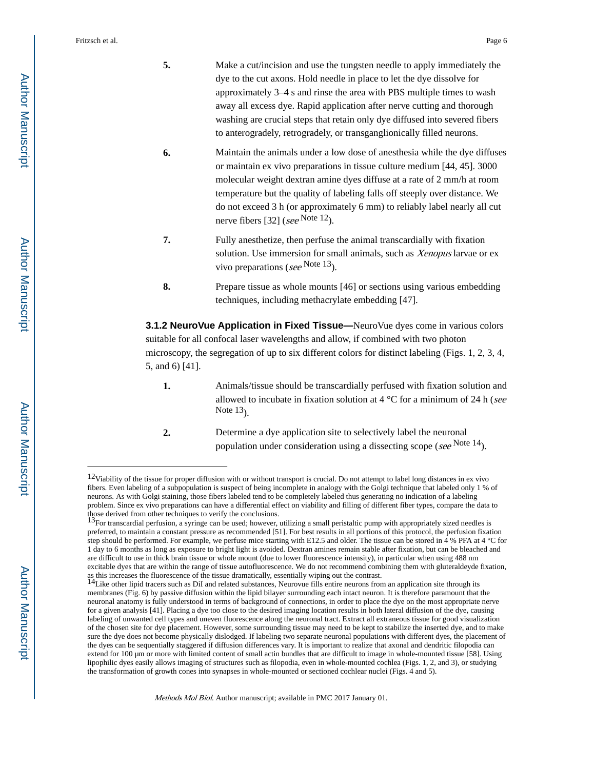5. Make a cut/incision and use the tungsten needle to apply immediately the dye to the cut axons. Hold needle in place to let the dye dissolve for approximately 3–4 s and rinse the area with PBS multiple times to wash away all excess dye. Rapid application after nerve cutting and thorough washing are crucial steps that retain only dye diffused into severed fibers to anterogradely, retrogradely, or transganglionically filled neurons.

6. Maintain the animals under a low dose of anesthesia while the dye diffuses or maintain ex vivo preparations in tissue culture medium [44, 45]. 3000 molecular weight dextran amine dyes diffuse at a rate of 2 mm/h at room temperature but the quality of labeling falls off steeply over distance. We do not exceed 3 h (or approximately 6 mm) to reliably label nearly all cut nerve fibers [32] (*see* Note 12).

7. Fully anesthetize, then perfuse the animal transcardially with fixation solution. Use immersion for small animals, such as *Xenopus* larvae or ex vivo preparations (*see* Note 13).

8. Prepare tissue as whole mounts [46] or sections using various embedding techniques, including methacrylate embedding [47].

**3.1.2 NeuroVue Application in Fixed Tissue—**NeuroVue dyes come in various colors suitable for all confocal laser wavelengths and allow, if combined with two photon microscopy, the segregation of up to six different colors for distinct labeling (Figs. 1, 2, 3, 4, 5, and 6) [41].

1. Animals/tissue should be transcardially perfused with fixation solution and allowed to incubate in fixation solution at 4 °C for a minimum of 24 h (*see* Note 13).

2. Determine a dye application site to selectively label the neuronal population under consideration using a dissecting scope (*see* Note 14).

---

[12] Viability of the tissue for proper diffusion with or without transport is crucial. Do not attempt to label long distances in ex vivo fibers. Even labeling of a subpopulation is suspect of being incomplete in analogy with the Golgi technique that labeled only 1 % of neurons. As with Golgi staining, those fibers labeled tend to be completely labeled thus generating no indication of a labeling problem. Since ex vivo preparations can have a differential effect on viability and filling of different fiber types, compare the data to those derived from other techniques to verify the conclusions.

[13] For transcardial perfusion, a syringe can be used; however, utilizing a small peristaltic pump with appropriately sized needles is preferred, to maintain a constant pressure as recommended [51]. For best results in all portions of this protocol, the perfusion fixation step should be performed. For example, we perfuse mice starting with E12.5 and older. The tissue can be stored in 4 % PFA at 4 °C for 1 day to 6 months as long as exposure to bright light is avoided. Dextran amines remain stable after fixation, but can be bleached and are difficult to use in thick brain tissue or whole mount (due to lower fluorescence intensity), in particular when using 488 nm excitable dyes that are within the range of tissue autofluorescence. We do not recommend combining them with gluteraldeyde fixation, as this increases the fluorescence of the tissue dramatically, essentially wiping out the contrast.

[14] Like other lipid tracers such as DiI and related substances, Neurovue fills entire neurons from an application site through its membranes (Fig. 6) by passive diffusion within the lipid bilayer surrounding each intact neuron. It is therefore paramount that the neuronal anatomy is fully understood in terms of background of connections, in order to place the dye on the most appropriate nerve for a given analysis [41]. Placing a dye too close to the desired imaging location results in both lateral diffusion of the dye, causing labeling of unwanted cell types and uneven fluorescence along the neuronal tract. Extract all extraneous tissue for good visualization of the chosen site for dye placement. However, some surrounding tissue may need to be kept to stabilize the inserted dye, and to make sure the dye does not become physically dislodged. If labeling two separate neuronal populations with different dyes, the placement of the dyes can be sequentially staggered if diffusion differences vary. It is important to realize that axonal and dendritic filopodia can extend for 100 μm or more with limited content of small actin bundles that are difficult to image in whole-mounted tissue [58]. Using lipophilic dyes easily allows imaging of structures such as filopodia, even in whole-mounted cochlea (Figs. 1, 2, and 3), or studying the transformation of growth cones into synapses in whole-mounted or sectioned cochlear nuclei (Figs. 4 and 5).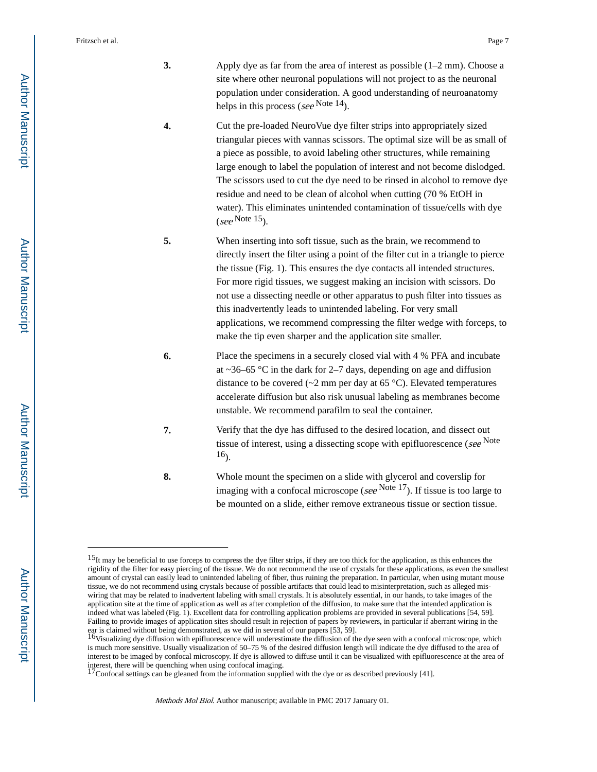3. Apply dye as far from the area of interest as possible (1–2 mm). Choose a site where other neuronal populations will not project to as the neuronal population under consideration. A good understanding of neuroanatomy helps in this process (*see* Note 14).

4. Cut the pre-loaded NeuroVue dye filter strips into appropriately sized triangular pieces with vannas scissors. The optimal size will be as small of a piece as possible, to avoid labeling other structures, while remaining large enough to label the population of interest and not become dislodged. The scissors used to cut the dye need to be rinsed in alcohol to remove dye residue and need to be clean of alcohol when cutting (70 % EtOH in water). This eliminates unintended contamination of tissue/cells with dye (*see* Note 15).

5. When inserting into soft tissue, such as the brain, we recommend to directly insert the filter using a point of the filter cut in a triangle to pierce the tissue (Fig. 1). This ensures the dye contacts all intended structures. For more rigid tissues, we suggest making an incision with scissors. Do not use a dissecting needle or other apparatus to push filter into tissues as this inadvertently leads to unintended labeling. For very small applications, we recommend compressing the filter wedge with forceps, to make the tip even sharper and the application site smaller.

6. Place the specimens in a securely closed vial with 4 % PFA and incubate at ~36–65 °C in the dark for 2–7 days, depending on age and diffusion distance to be covered (~2 mm per day at 65 °C). Elevated temperatures accelerate diffusion but also risk unusual labeling as membranes become unstable. We recommend parafilm to seal the container.

7. Verify that the dye has diffused to the desired location, and dissect out tissue of interest, using a dissecting scope with epifluorescence (*see* Note 16).

8. Whole mount the specimen on a slide with glycerol and coverslip for imaging with a confocal microscope (*see* Note 17). If tissue is too large to be mounted on a slide, either remove extraneous tissue or section tissue.

---

[15]It may be beneficial to use forceps to compress the dye filter strips, if they are too thick for the application, as this enhances the rigidity of the filter for easy piercing of the tissue. We do not recommend the use of crystals for these applications, as even the smallest amount of crystal can easily lead to unintended labeling of fiber, thus ruining the preparation. In particular, when using mutant mouse tissue, we do not recommend using crystals because of possible artifacts that could lead to misinterpretation, such as alleged mis-wiring that may be related to inadvertent labeling with small crystals. It is absolutely essential, in our hands, to take images of the application site at the time of application as well as after completion of the diffusion, to make sure that the intended application is indeed what was labeled (Fig. 1). Excellent data for controlling application problems are provided in several publications [54, 59]. Failing to provide images of application sites should result in rejection of papers by reviewers, in particular if aberrant wiring in the ear is claimed without being demonstrated, as we did in several of our papers [53, 59].

[16]Visualizing dye diffusion with epifluorescence will underestimate the diffusion of the dye seen with a confocal microscope, which is much more sensitive. Usually visualization of 50–75 % of the desired diffusion length will indicate the dye diffused to the area of interest to be imaged by confocal microscopy. If dye is allowed to diffuse until it can be visualized with epifluorescence at the area of interest, there will be quenching when using confocal imaging.

[17]Confocal settings can be gleaned from the information supplied with the dye or as described previously [41].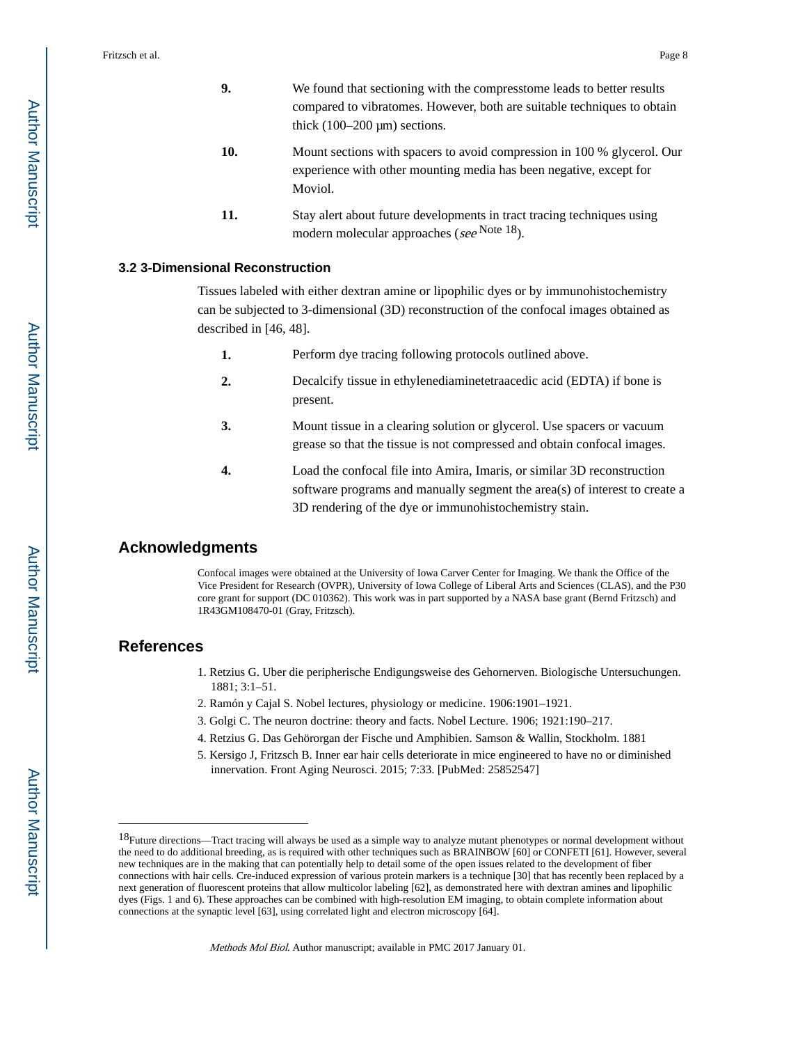9. We found that sectioning with the compresstome leads to better results compared to vibratomes. However, both are suitable techniques to obtain thick (100–200 μm) sections.

10. Mount sections with spacers to avoid compression in 100 % glycerol. Our experience with other mounting media has been negative, except for Moviol.

11. Stay alert about future developments in tract tracing techniques using modern molecular approaches (*see* Note 18).

### 3.2 3-Dimensional Reconstruction

Tissues labeled with either dextran amine or lipophilic dyes or by immunohistochemistry can be subjected to 3-dimensional (3D) reconstruction of the confocal images obtained as described in [46, 48].

1. Perform dye tracing following protocols outlined above.

2. Decalcify tissue in ethylenediaminetetraacedic acid (EDTA) if bone is present.

3. Mount tissue in a clearing solution or glycerol. Use spacers or vacuum grease so that the tissue is not compressed and obtain confocal images.

4. Load the confocal file into Amira, Imaris, or similar 3D reconstruction software programs and manually segment the area(s) of interest to create a 3D rendering of the dye or immunohistochemistry stain.

## Acknowledgments

Confocal images were obtained at the University of Iowa Carver Center for Imaging. We thank the Office of the Vice President for Research (OVPR), University of Iowa College of Liberal Arts and Sciences (CLAS), and the P30 core grant for support (DC 010362). This work was in part supported by a NASA base grant (Bernd Fritzsch) and 1R43GM108470-01 (Gray, Fritzsch).

## References

1. Retzius G. Uber die peripherische Endigungsweise des Gehornerven. Biologische Untersuchungen. 1881; 3:1–51.
2. Ramón y Cajal S. Nobel lectures, physiology or medicine. 1906:1901–1921.
3. Golgi C. The neuron doctrine: theory and facts. Nobel Lecture. 1906; 1921:190–217.
4. Retzius G. Das Gehörorgan der Fische und Amphibien. Samson & Wallin, Stockholm. 1881
5. Kersigo J, Fritzsch B. Inner ear hair cells deteriorate in mice engineered to have no or diminished innervation. Front Aging Neurosci. 2015; 7:33. [PubMed: 25852547]

---

[18] Future directions—Tract tracing will always be used as a simple way to analyze mutant phenotypes or normal development without the need to do additional breeding, as is required with other techniques such as BRAINBOW [60] or CONFETI [61]. However, several new techniques are in the making that can potentially help to detail some of the open issues related to the development of fiber connections with hair cells. Cre-induced expression of various protein markers is a technique [30] that has recently been replaced by a next generation of fluorescent proteins that allow multicolor labeling [62], as demonstrated here with dextran amines and lipophilic dyes (Figs. 1 and 6). These approaches can be combined with high-resolution EM imaging, to obtain complete information about connections at the synaptic level [63], using correlated light and electron microscopy [64].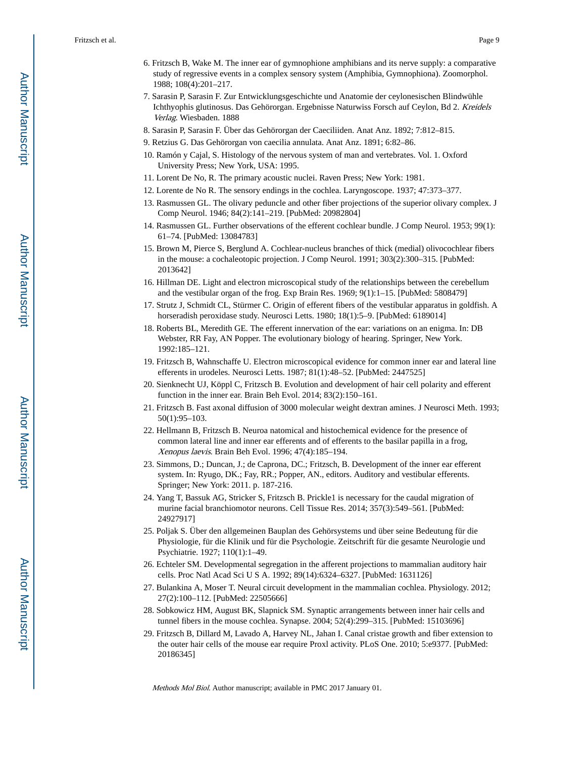6. Fritzsch B, Wake M. The inner ear of gymnophione amphibians and its nerve supply: a comparative study of regressive events in a complex sensory system (Amphibia, Gymnophiona). Zoomorphol. 1988; 108(4):201–217.
7. Sarasin P, Sarasin F. Zur Entwicklungsgeschichte und Anatomie der ceylonesischen Blindwühle Ichthyophis glutinosus. Das Gehörorgan. Ergebnisse Naturwiss Forsch auf Ceylon, Bd 2. *Kreidels Verlag*. Wiesbaden. 1888
8. Sarasin P, Sarasin F. Über das Gehörorgan der Caeciliiden. Anat Anz. 1892; 7:812–815.
9. Retzius G. Das Gehörorgan von caecilia annulata. Anat Anz. 1891; 6:82–86.
10. Ramón y Cajal, S. Histology of the nervous system of man and vertebrates. Vol. 1. Oxford University Press; New York, USA: 1995.
11. Lorent De No, R. The primary acoustic nuclei. Raven Press; New York: 1981.
12. Lorente de No R. The sensory endings in the cochlea. Laryngoscope. 1937; 47:373–377.
13. Rasmussen GL. The olivary peduncle and other fiber projections of the superior olivary complex. J Comp Neurol. 1946; 84(2):141–219. [PubMed: 20982804]
14. Rasmussen GL. Further observations of the efferent cochlear bundle. J Comp Neurol. 1953; 99(1): 61–74. [PubMed: 13084783]
15. Brown M, Pierce S, Berglund A. Cochlear-nucleus branches of thick (medial) olivocochlear fibers in the mouse: a cochaleotopic projection. J Comp Neurol. 1991; 303(2):300–315. [PubMed: 2013642]
16. Hillman DE. Light and electron microscopical study of the relationships between the cerebellum and the vestibular organ of the frog. Exp Brain Res. 1969; 9(1):1–15. [PubMed: 5808479]
17. Strutz J, Schmidt CL, Stürmer C. Origin of efferent fibers of the vestibular apparatus in goldfish. A horseradish peroxidase study. Neurosci Letts. 1980; 18(1):5–9. [PubMed: 6189014]
18. Roberts BL, Meredith GE. The efferent innervation of the ear: variations on an enigma. In: DB Webster, RR Fay, AN Popper. The evolutionary biology of hearing. Springer, New York. 1992:185–121.
19. Fritzsch B, Wahnschaffe U. Electron microscopical evidence for common inner ear and lateral line efferents in urodeles. Neurosci Letts. 1987; 81(1):48–52. [PubMed: 2447525]
20. Sienknecht UJ, Köppl C, Fritzsch B. Evolution and development of hair cell polarity and efferent function in the inner ear. Brain Beh Evol. 2014; 83(2):150–161.
21. Fritzsch B. Fast axonal diffusion of 3000 molecular weight dextran amines. J Neurosci Meth. 1993; 50(1):95–103.
22. Hellmann B, Fritzsch B. Neuroa natomical and histochemical evidence for the presence of common lateral line and inner ear efferents and of efferents to the basilar papilla in a frog, *Xenopus laevis*. Brain Beh Evol. 1996; 47(4):185–194.
23. Simmons, D.; Duncan, J.; de Caprona, DC.; Fritzsch, B. Development of the inner ear efferent system. In: Ryugo, DK.; Fay, RR.; Popper, AN., editors. Auditory and vestibular efferents. Springer; New York: 2011. p. 187-216.
24. Yang T, Bassuk AG, Stricker S, Fritzsch B. Prickle1 is necessary for the caudal migration of murine facial branchiomotor neurons. Cell Tissue Res. 2014; 357(3):549–561. [PubMed: 24927917]
25. Poljak S. Über den allgemeinen Bauplan des Gehörsystems und über seine Bedeutung für die Physiologie, für die Klinik und für die Psychologie. Zeitschrift für die gesamte Neurologie und Psychiatrie. 1927; 110(1):1–49.
26. Echteler SM. Developmental segregation in the afferent projections to mammalian auditory hair cells. Proc Natl Acad Sci U S A. 1992; 89(14):6324–6327. [PubMed: 1631126]
27. Bulankina A, Moser T. Neural circuit development in the mammalian cochlea. Physiology. 2012; 27(2):100–112. [PubMed: 22505666]
28. Sobkowicz HM, August BK, Slapnick SM. Synaptic arrangements between inner hair cells and tunnel fibers in the mouse cochlea. Synapse. 2004; 52(4):299–315. [PubMed: 15103696]
29. Fritzsch B, Dillard M, Lavado A, Harvey NL, Jahan I. Canal cristae growth and fiber extension to the outer hair cells of the mouse ear require Proxl activity. PLoS One. 2010; 5:e9377. [PubMed: 20186345]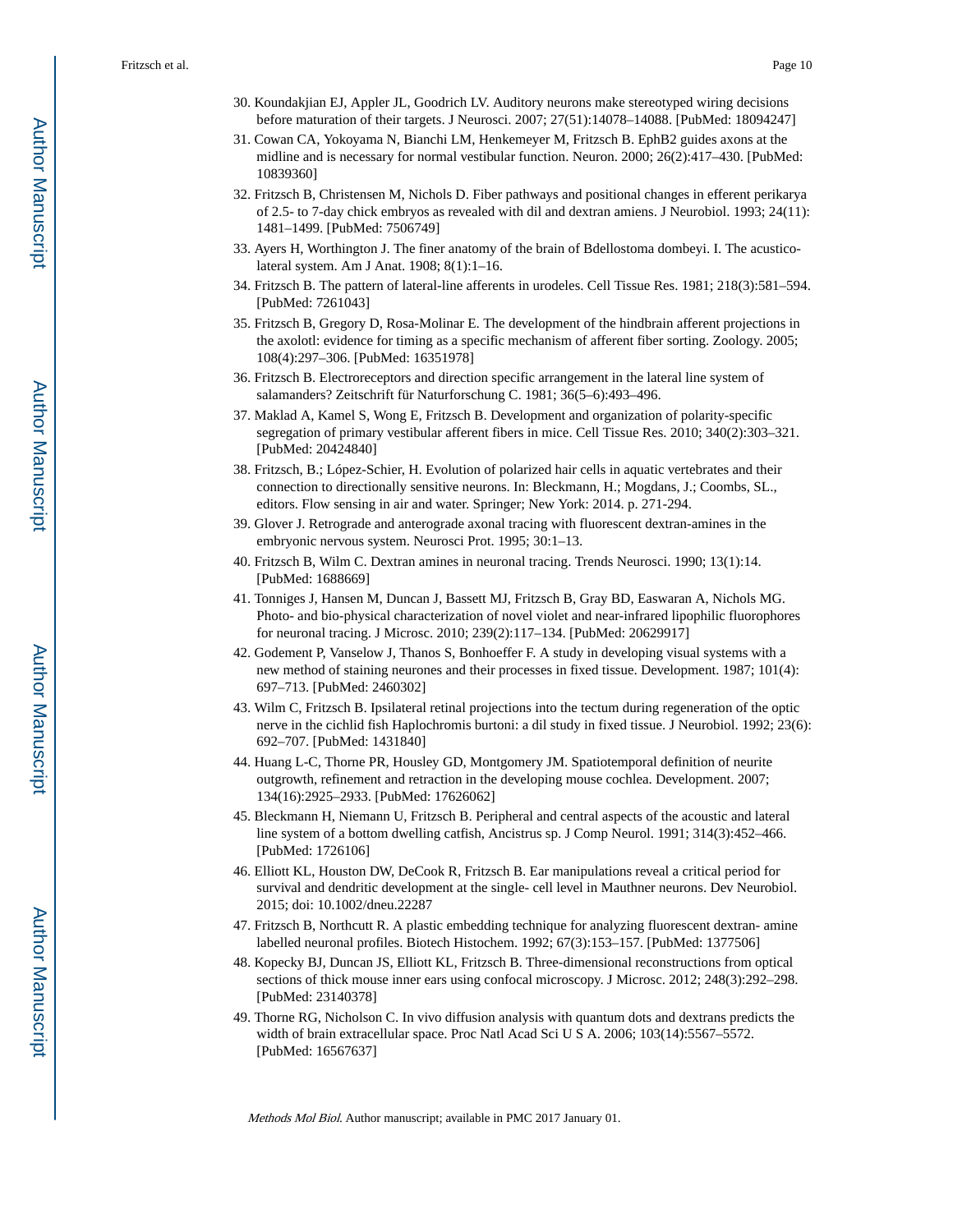30. Koundakjian EJ, Appler JL, Goodrich LV. Auditory neurons make stereotyped wiring decisions before maturation of their targets. J Neurosci. 2007; 27(51):14078–14088. [PubMed: 18094247]
31. Cowan CA, Yokoyama N, Bianchi LM, Henkemeyer M, Fritzsch B. EphB2 guides axons at the midline and is necessary for normal vestibular function. Neuron. 2000; 26(2):417–430. [PubMed: 10839360]
32. Fritzsch B, Christensen M, Nichols D. Fiber pathways and positional changes in efferent perikarya of 2.5- to 7-day chick embryos as revealed with dil and dextran amiens. J Neurobiol. 1993; 24(11): 1481–1499. [PubMed: 7506749]
33. Ayers H, Worthington J. The finer anatomy of the brain of Bdellostoma dombeyi. I. The acustico-lateral system. Am J Anat. 1908; 8(1):1–16.
34. Fritzsch B. The pattern of lateral-line afferents in urodeles. Cell Tissue Res. 1981; 218(3):581–594. [PubMed: 7261043]
35. Fritzsch B, Gregory D, Rosa-Molinar E. The development of the hindbrain afferent projections in the axolotl: evidence for timing as a specific mechanism of afferent fiber sorting. Zoology. 2005; 108(4):297–306. [PubMed: 16351978]
36. Fritzsch B. Electroreceptors and direction specific arrangement in the lateral line system of salamanders? Zeitschrift für Naturforschung C. 1981; 36(5–6):493–496.
37. Maklad A, Kamel S, Wong E, Fritzsch B. Development and organization of polarity-specific segregation of primary vestibular afferent fibers in mice. Cell Tissue Res. 2010; 340(2):303–321. [PubMed: 20424840]
38. Fritzsch, B.; López-Schier, H. Evolution of polarized hair cells in aquatic vertebrates and their connection to directionally sensitive neurons. In: Bleckmann, H.; Mogdans, J.; Coombs, SL., editors. Flow sensing in air and water. Springer; New York: 2014. p. 271-294.
39. Glover J. Retrograde and anterograde axonal tracing with fluorescent dextran-amines in the embryonic nervous system. Neurosci Prot. 1995; 30:1–13.
40. Fritzsch B, Wilm C. Dextran amines in neuronal tracing. Trends Neurosci. 1990; 13(1):14. [PubMed: 1688669]
41. Tonniges J, Hansen M, Duncan J, Bassett MJ, Fritzsch B, Gray BD, Easwaran A, Nichols MG. Photo- and bio-physical characterization of novel violet and near-infrared lipophilic fluorophores for neuronal tracing. J Microsc. 2010; 239(2):117–134. [PubMed: 20629917]
42. Godement P, Vanselow J, Thanos S, Bonhoeffer F. A study in developing visual systems with a new method of staining neurones and their processes in fixed tissue. Development. 1987; 101(4): 697–713. [PubMed: 2460302]
43. Wilm C, Fritzsch B. Ipsilateral retinal projections into the tectum during regeneration of the optic nerve in the cichlid fish Haplochromis burtoni: a dil study in fixed tissue. J Neurobiol. 1992; 23(6): 692–707. [PubMed: 1431840]
44. Huang L-C, Thorne PR, Housley GD, Montgomery JM. Spatiotemporal definition of neurite outgrowth, refinement and retraction in the developing mouse cochlea. Development. 2007; 134(16):2925–2933. [PubMed: 17626062]
45. Bleckmann H, Niemann U, Fritzsch B. Peripheral and central aspects of the acoustic and lateral line system of a bottom dwelling catfish, Ancistrus sp. J Comp Neurol. 1991; 314(3):452–466. [PubMed: 1726106]
46. Elliott KL, Houston DW, DeCook R, Fritzsch B. Ear manipulations reveal a critical period for survival and dendritic development at the single- cell level in Mauthner neurons. Dev Neurobiol. 2015; doi: 10.1002/dneu.22287
47. Fritzsch B, Northcutt R. A plastic embedding technique for analyzing fluorescent dextran- amine labelled neuronal profiles. Biotech Histochem. 1992; 67(3):153–157. [PubMed: 1377506]
48. Kopecky BJ, Duncan JS, Elliott KL, Fritzsch B. Three-dimensional reconstructions from optical sections of thick mouse inner ears using confocal microscopy. J Microsc. 2012; 248(3):292–298. [PubMed: 23140378]
49. Thorne RG, Nicholson C. In vivo diffusion analysis with quantum dots and dextrans predicts the width of brain extracellular space. Proc Natl Acad Sci U S A. 2006; 103(14):5567–5572. [PubMed: 16567637]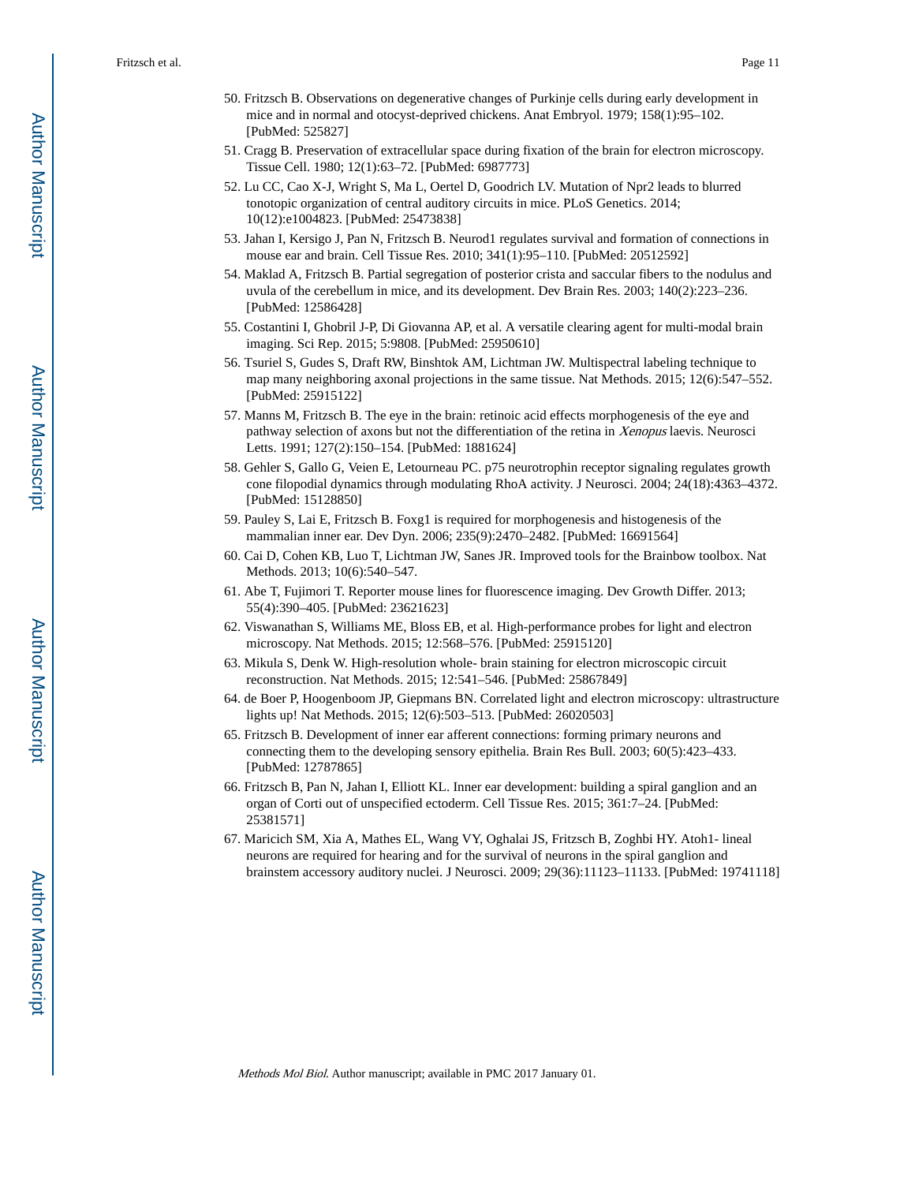50. Fritzsch B. Observations on degenerative changes of Purkinje cells during early development in mice and in normal and otocyst-deprived chickens. Anat Embryol. 1979; 158(1):95–102. [PubMed: 525827]
51. Cragg B. Preservation of extracellular space during fixation of the brain for electron microscopy. Tissue Cell. 1980; 12(1):63–72. [PubMed: 6987773]
52. Lu CC, Cao X-J, Wright S, Ma L, Oertel D, Goodrich LV. Mutation of Npr2 leads to blurred tonotopic organization of central auditory circuits in mice. PLoS Genetics. 2014; 10(12):e1004823. [PubMed: 25473838]
53. Jahan I, Kersigo J, Pan N, Fritzsch B. Neurod1 regulates survival and formation of connections in mouse ear and brain. Cell Tissue Res. 2010; 341(1):95–110. [PubMed: 20512592]
54. Maklad A, Fritzsch B. Partial segregation of posterior crista and saccular fibers to the nodulus and uvula of the cerebellum in mice, and its development. Dev Brain Res. 2003; 140(2):223–236. [PubMed: 12586428]
55. Costantini I, Ghobril J-P, Di Giovanna AP, et al. A versatile clearing agent for multi-modal brain imaging. Sci Rep. 2015; 5:9808. [PubMed: 25950610]
56. Tsuriel S, Gudes S, Draft RW, Binshtok AM, Lichtman JW. Multispectral labeling technique to map many neighboring axonal projections in the same tissue. Nat Methods. 2015; 12(6):547–552. [PubMed: 25915122]
57. Manns M, Fritzsch B. The eye in the brain: retinoic acid effects morphogenesis of the eye and pathway selection of axons but not the differentiation of the retina in *Xenopus* laevis. Neurosci Letts. 1991; 127(2):150–154. [PubMed: 1881624]
58. Gehler S, Gallo G, Veien E, Letourneau PC. p75 neurotrophin receptor signaling regulates growth cone filopodial dynamics through modulating RhoA activity. J Neurosci. 2004; 24(18):4363–4372. [PubMed: 15128850]
59. Pauley S, Lai E, Fritzsch B. Foxg1 is required for morphogenesis and histogenesis of the mammalian inner ear. Dev Dyn. 2006; 235(9):2470–2482. [PubMed: 16691564]
60. Cai D, Cohen KB, Luo T, Lichtman JW, Sanes JR. Improved tools for the Brainbow toolbox. Nat Methods. 2013; 10(6):540–547.
61. Abe T, Fujimori T. Reporter mouse lines for fluorescence imaging. Dev Growth Differ. 2013; 55(4):390–405. [PubMed: 23621623]
62. Viswanathan S, Williams ME, Bloss EB, et al. High-performance probes for light and electron microscopy. Nat Methods. 2015; 12:568–576. [PubMed: 25915120]
63. Mikula S, Denk W. High-resolution whole- brain staining for electron microscopic circuit reconstruction. Nat Methods. 2015; 12:541–546. [PubMed: 25867849]
64. de Boer P, Hoogenboom JP, Giepmans BN. Correlated light and electron microscopy: ultrastructure lights up! Nat Methods. 2015; 12(6):503–513. [PubMed: 26020503]
65. Fritzsch B. Development of inner ear afferent connections: forming primary neurons and connecting them to the developing sensory epithelia. Brain Res Bull. 2003; 60(5):423–433. [PubMed: 12787865]
66. Fritzsch B, Pan N, Jahan I, Elliott KL. Inner ear development: building a spiral ganglion and an organ of Corti out of unspecified ectoderm. Cell Tissue Res. 2015; 361:7–24. [PubMed: 25381571]
67. Maricich SM, Xia A, Mathes EL, Wang VY, Oghalai JS, Fritzsch B, Zoghbi HY. Atoh1- lineal neurons are required for hearing and for the survival of neurons in the spiral ganglion and brainstem accessory auditory nuclei. J Neurosci. 2009; 29(36):11123–11133. [PubMed: 19741118]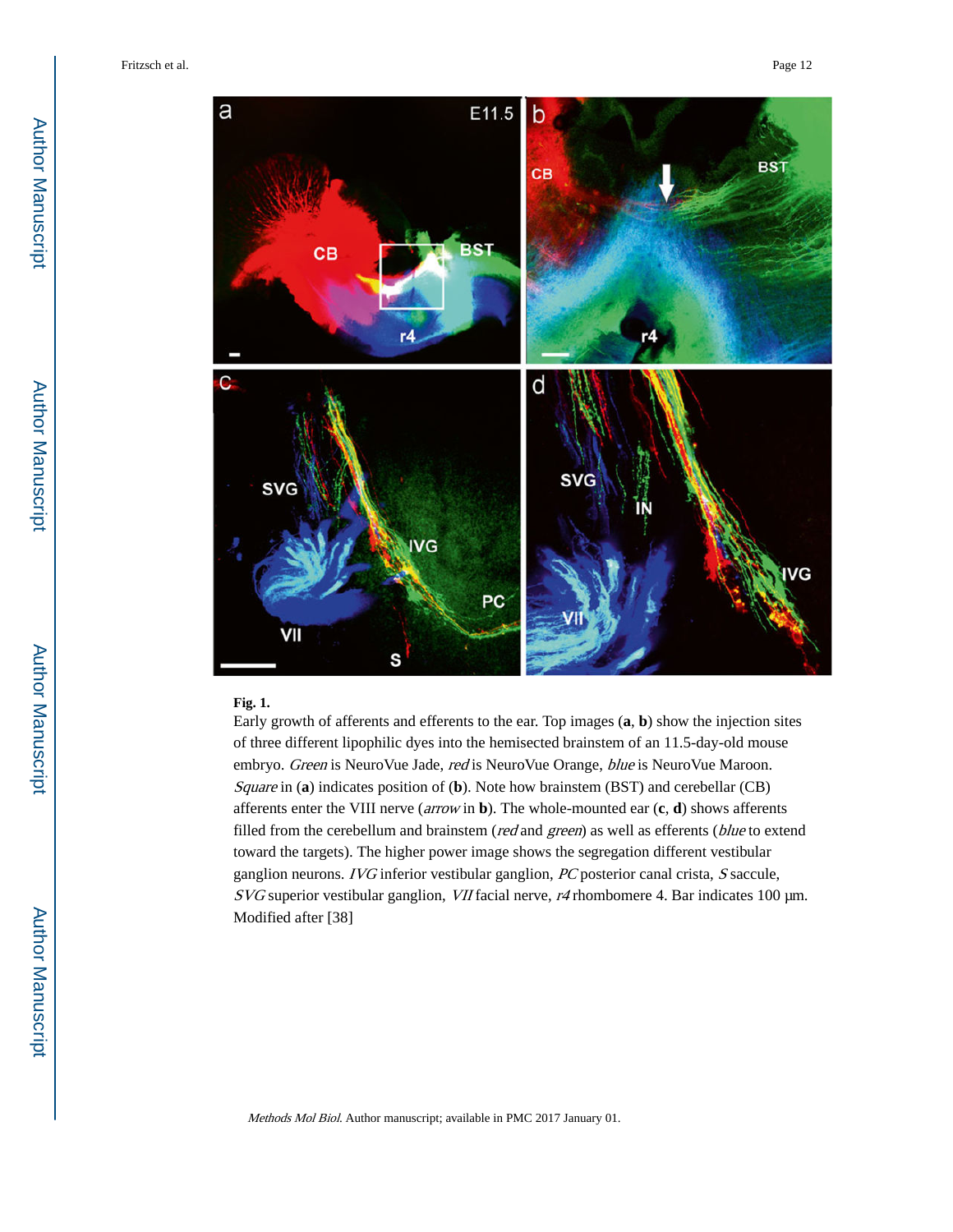**Fig. 1.**

Early growth of afferents and efferents to the ear. Top images (**a**, **b**) show the injection sites of three different lipophilic dyes into the hemisected brainstem of an 11.5-day-old mouse embryo. *Green* is NeuroVue Jade, *red* is NeuroVue Orange, *blue* is NeuroVue Maroon. *Square* in (**a**) indicates position of (**b**). Note how brainstem (BST) and cerebellar (CB) afferents enter the VIII nerve (*arrow* in **b**). The whole-mounted ear (**c**, **d**) shows afferents filled from the cerebellum and brainstem (*red* and *green*) as well as efferents (*blue* to extend toward the targets). The higher power image shows the segregation different vestibular ganglion neurons. *IVG* inferior vestibular ganglion, *PC* posterior canal crista, *S* saccule, *SVG* superior vestibular ganglion, *VII* facial nerve, *r4* rhombomere 4. Bar indicates 100 μm. Modified after [38]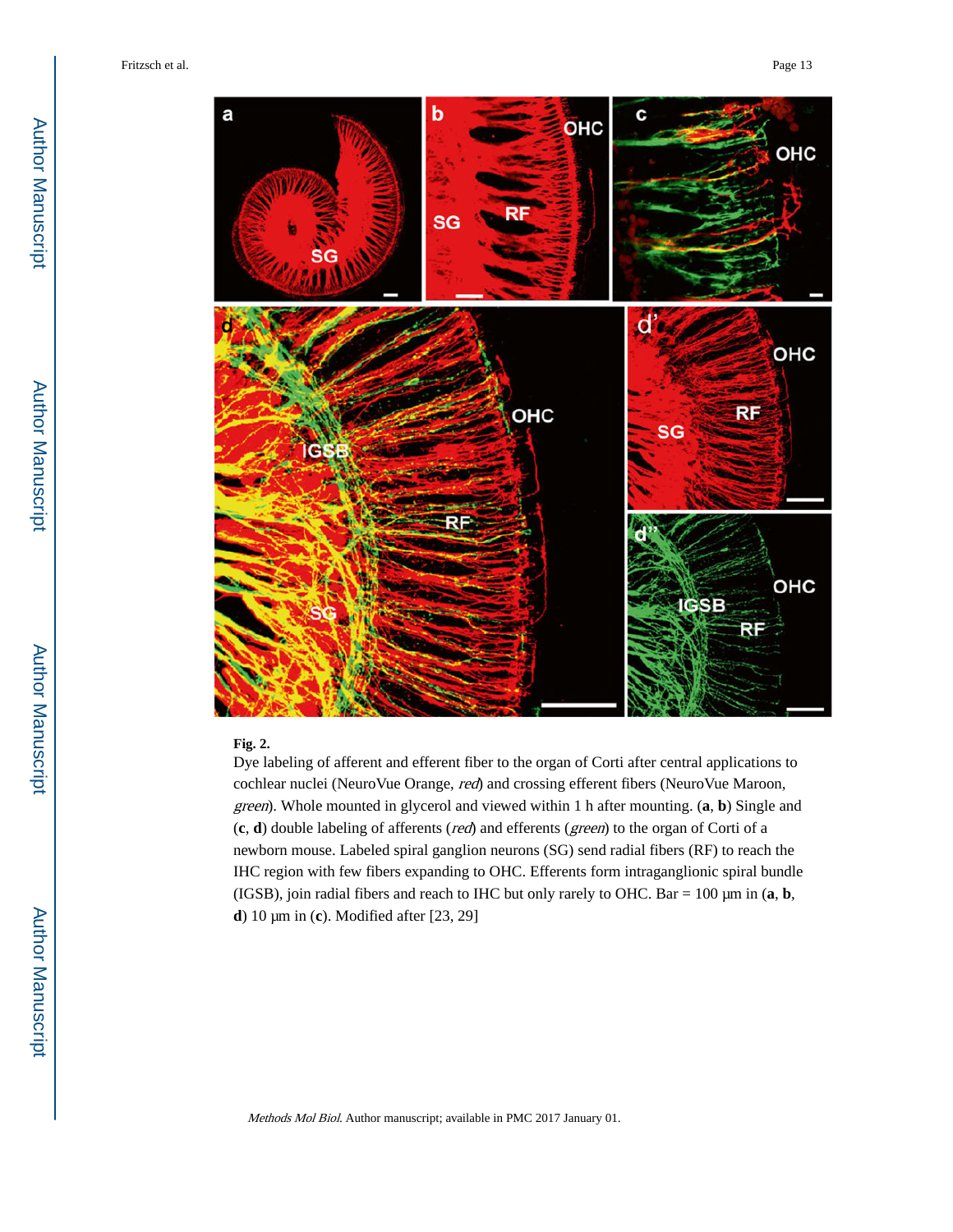**Fig. 2.**

Dye labeling of afferent and efferent fiber to the organ of Corti after central applications to cochlear nuclei (NeuroVue Orange, *red*) and crossing efferent fibers (NeuroVue Maroon, *green*). Whole mounted in glycerol and viewed within 1 h after mounting. (**a**, **b**) Single and (**c**, **d**) double labeling of afferents (*red*) and efferents (*green*) to the organ of Corti of a newborn mouse. Labeled spiral ganglion neurons (SG) send radial fibers (RF) to reach the IHC region with few fibers expanding to OHC. Efferents form intraganglionic spiral bundle (IGSB), join radial fibers and reach to IHC but only rarely to OHC. Bar = 100 μm in (**a**, **b**, **d**) 10 μm in (**c**). Modified after [23, 29]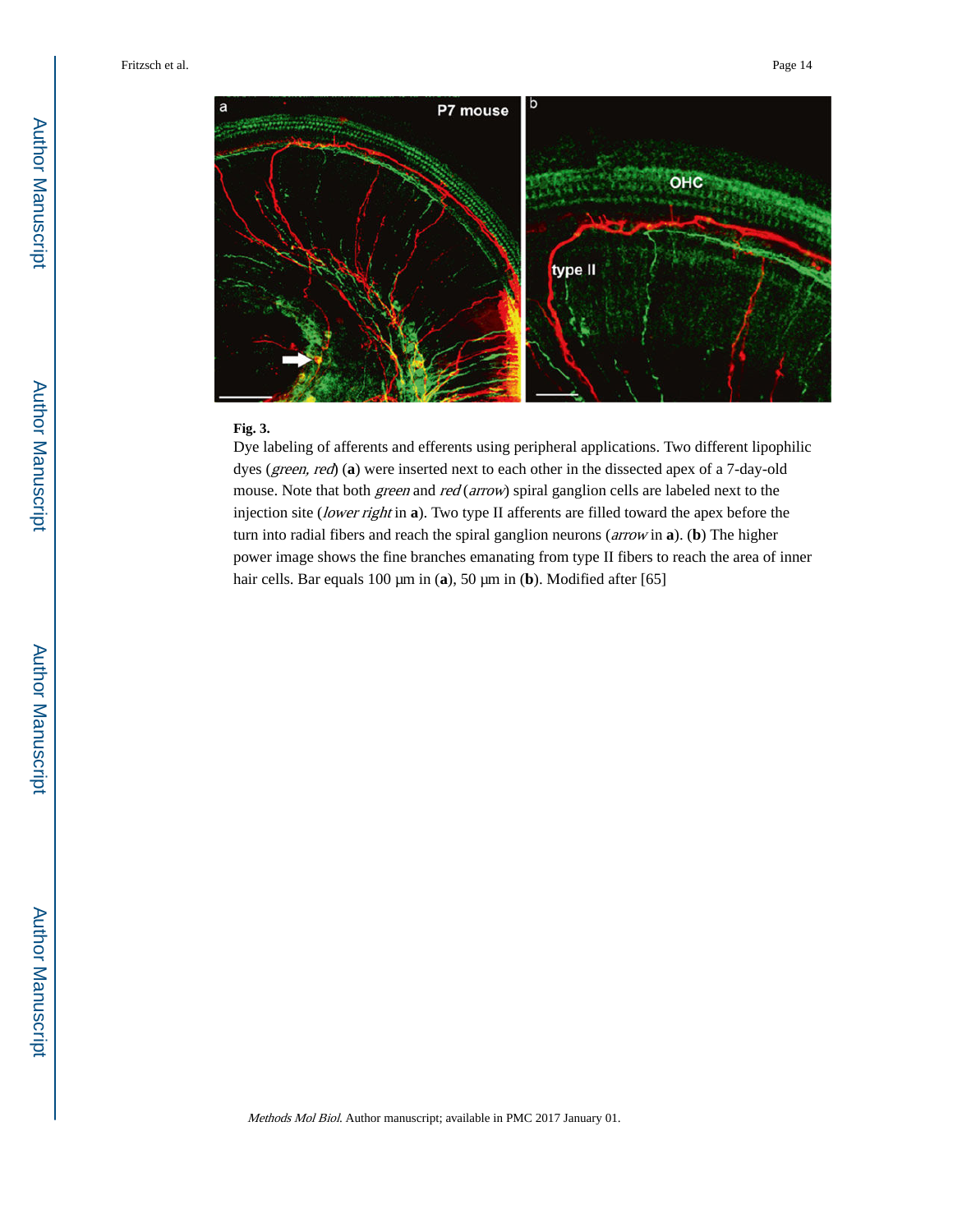**Fig. 3.**

Dye labeling of afferents and efferents using peripheral applications. Two different lipophilic dyes (*green, red*) (**a**) were inserted next to each other in the dissected apex of a 7-day-old mouse. Note that both *green* and *red* (*arrow*) spiral ganglion cells are labeled next to the injection site (*lower right* in **a**). Two type II afferents are filled toward the apex before the turn into radial fibers and reach the spiral ganglion neurons (*arrow* in **a**). (**b**) The higher power image shows the fine branches emanating from type II fibers to reach the area of inner hair cells. Bar equals 100 μm in (**a**), 50 μm in (**b**). Modified after [65]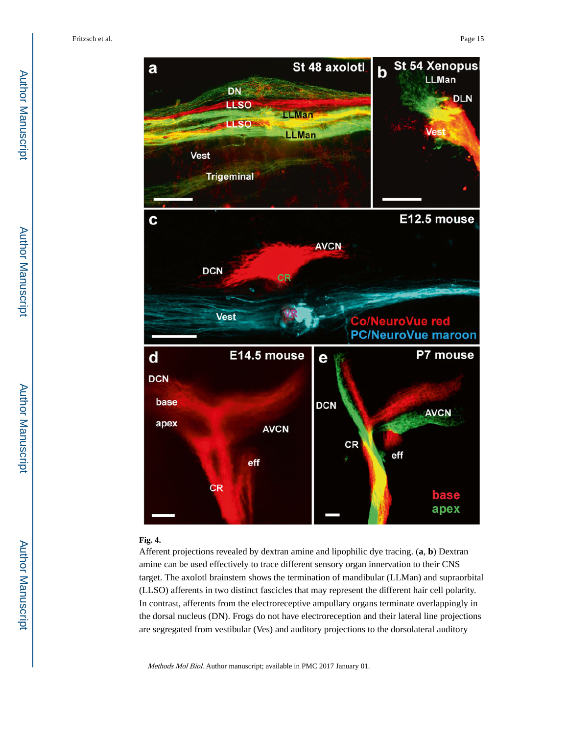**Fig. 4.**

Afferent projections revealed by dextran amine and lipophilic dye tracing. (**a**, **b**) Dextran amine can be used effectively to trace different sensory organ innervation to their CNS target. The axolotl brainstem shows the termination of mandibular (LLMan) and supraorbital (LLSO) afferents in two distinct fascicles that may represent the different hair cell polarity. In contrast, afferents from the electroreceptive ampullary organs terminate overlappingly in the dorsal nucleus (DN). Frogs do not have electroreception and their lateral line projections are segregated from vestibular (Ves) and auditory projections to the dorsolateral auditory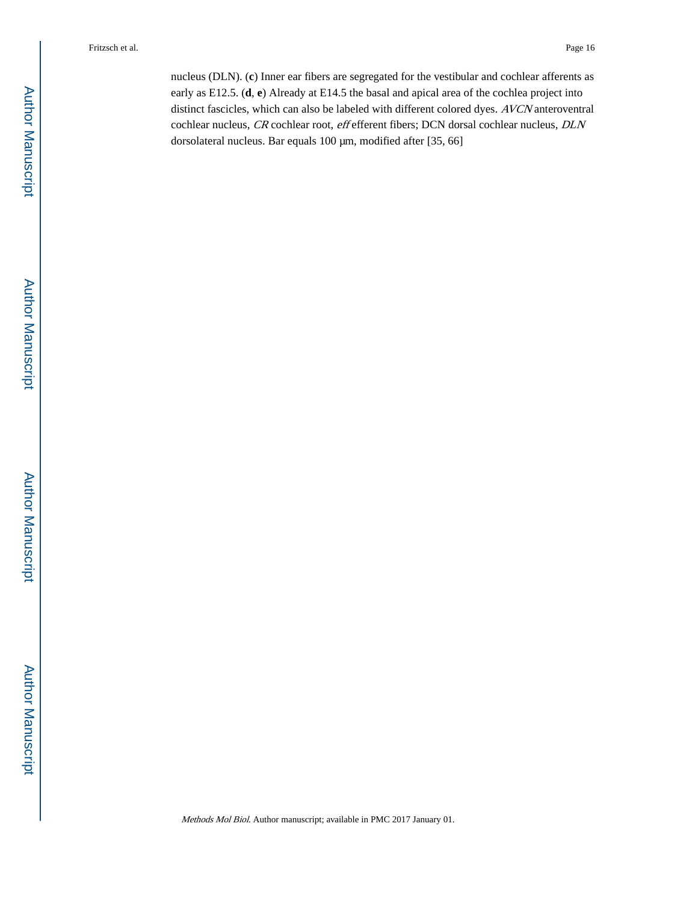nucleus (DLN). (**c**) Inner ear fibers are segregated for the vestibular and cochlear afferents as early as E12.5. (**d**, **e**) Already at E14.5 the basal and apical area of the cochlea project into distinct fascicles, which can also be labeled with different colored dyes. *AVCN* anteroventral cochlear nucleus, *CR* cochlear root, *eff* efferent fibers; DCN dorsal cochlear nucleus, *DLN* dorsolateral nucleus. Bar equals 100 µm, modified after [35, 66]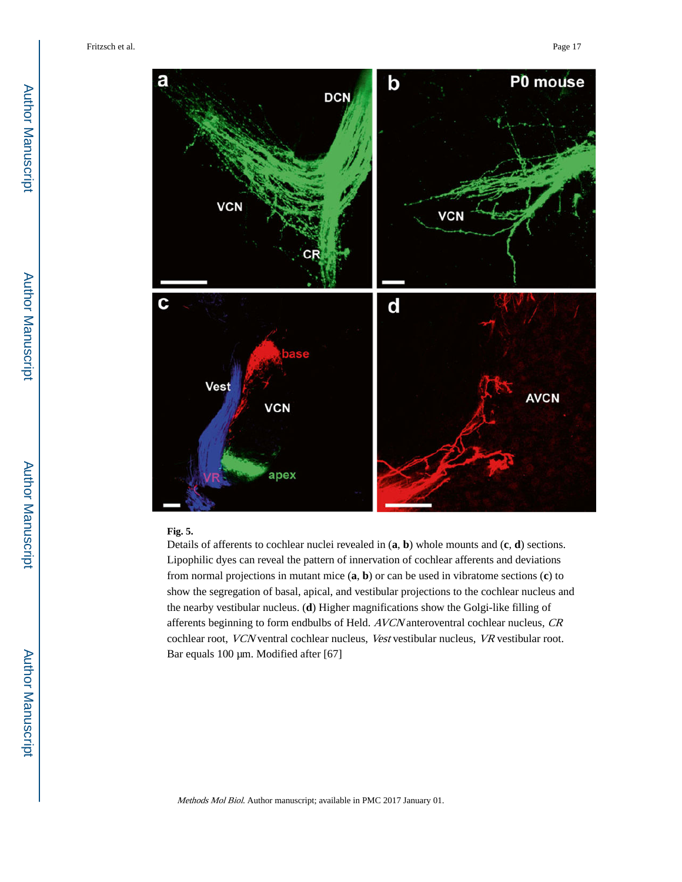**Fig. 5.**

Details of afferents to cochlear nuclei revealed in (**a**, **b**) whole mounts and (**c**, **d**) sections. Lipophilic dyes can reveal the pattern of innervation of cochlear afferents and deviations from normal projections in mutant mice (**a**, **b**) or can be used in vibratome sections (**c**) to show the segregation of basal, apical, and vestibular projections to the cochlear nucleus and the nearby vestibular nucleus. (**d**) Higher magnifications show the Golgi-like filling of afferents beginning to form endbulbs of Held. *AVCN* anteroventral cochlear nucleus, *CR* cochlear root, *VCN* ventral cochlear nucleus, *Vest* vestibular nucleus, *VR* vestibular root. Bar equals 100 μm. Modified after [67]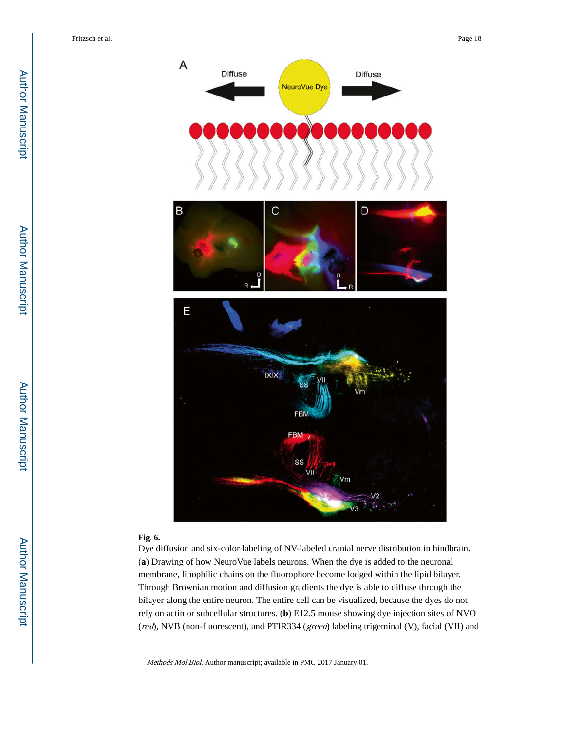**Fig. 6.**

Dye diffusion and six-color labeling of NV-labeled cranial nerve distribution in hindbrain. (**a**) Drawing of how NeuroVue labels neurons. When the dye is added to the neuronal membrane, lipophilic chains on the fluorophore become lodged within the lipid bilayer. Through Brownian motion and diffusion gradients the dye is able to diffuse through the bilayer along the entire neuron. The entire cell can be visualized, because the dyes do not rely on actin or subcellular structures. (**b**) E12.5 mouse showing dye injection sites of NVO (*red*), NVB (non-fluorescent), and PTIR334 (*green*) labeling trigeminal (V), facial (VII) and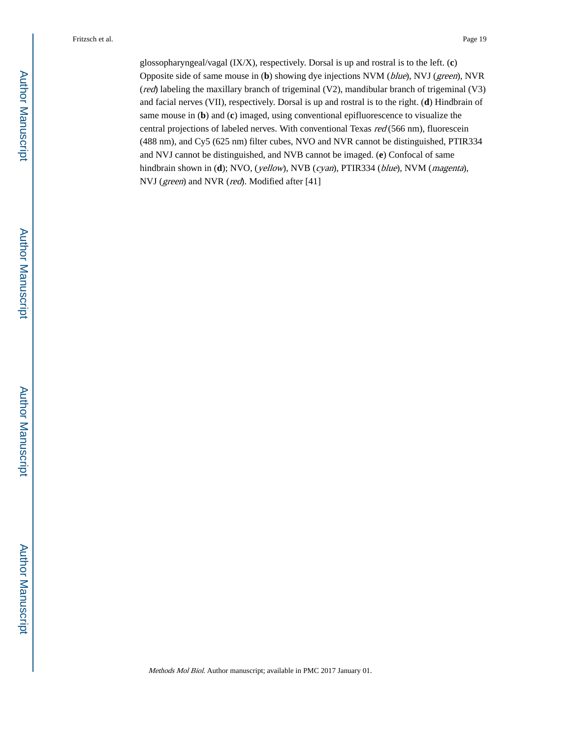glossopharyngeal/vagal (IX/X), respectively. Dorsal is up and rostral is to the left. (**c**) Opposite side of same mouse in (**b**) showing dye injections NVM (*blue*), NVJ (*green*), NVR (*red*) labeling the maxillary branch of trigeminal (V2), mandibular branch of trigeminal (V3) and facial nerves (VII), respectively. Dorsal is up and rostral is to the right. (**d**) Hindbrain of same mouse in (**b**) and (**c**) imaged, using conventional epifluorescence to visualize the central projections of labeled nerves. With conventional Texas *red* (566 nm), fluorescein (488 nm), and Cy5 (625 nm) filter cubes, NVO and NVR cannot be distinguished, PTIR334 and NVJ cannot be distinguished, and NVB cannot be imaged. (**e**) Confocal of same hindbrain shown in (**d**); NVO, (*yellow*), NVB (*cyan*), PTIR334 (*blue*), NVM (*magenta*), NVJ (*green*) and NVR (*red*). Modified after [41]